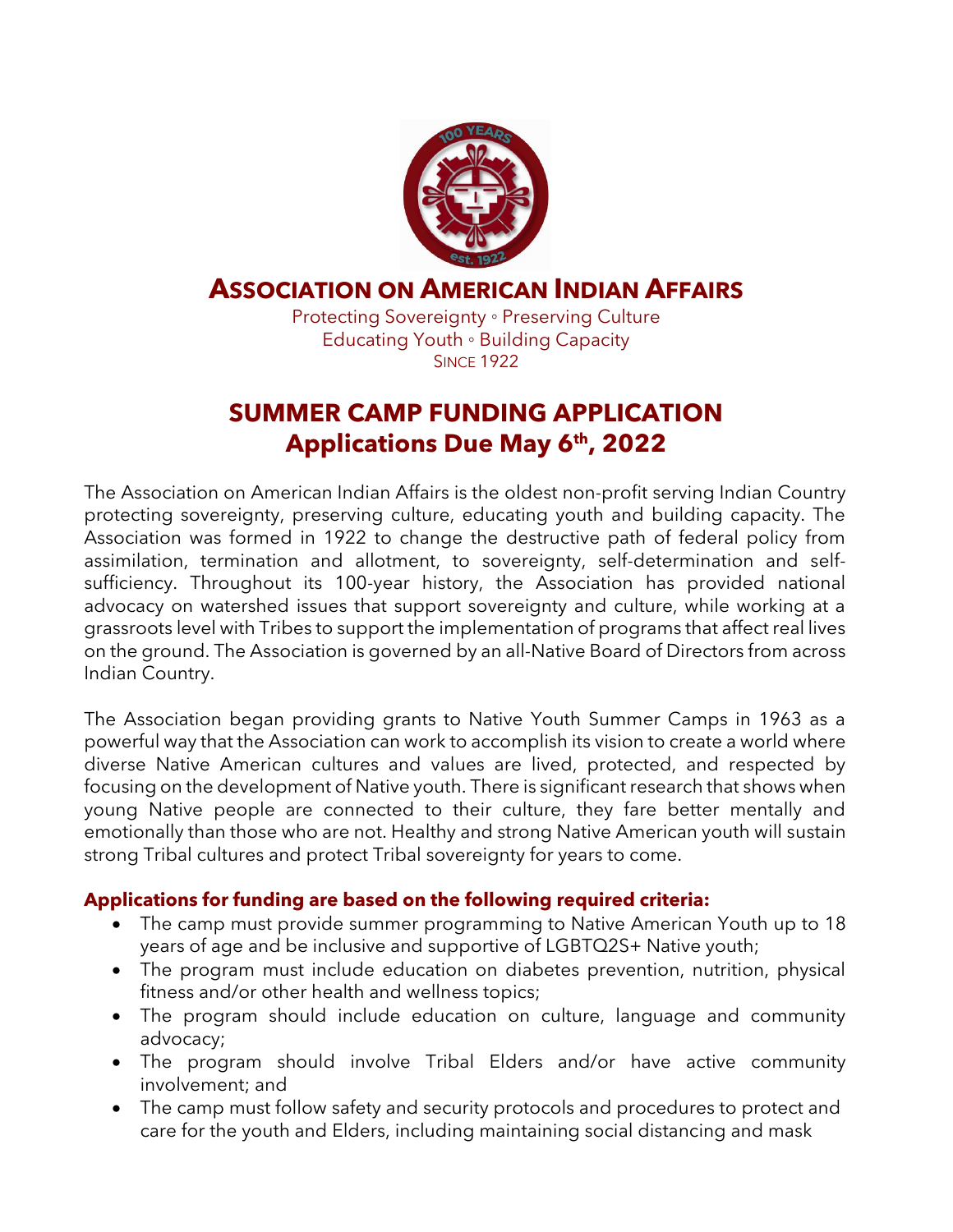# ASSOCIATION ON AMERICAN INDIAN AFFAIRS

Protecting Sovereignty ◦ Preserving Culture
Educating Youth ◦ Building Capacity
SINCE 1922

## SUMMER CAMP FUNDING APPLICATION
## Applications Due May 6th, 2022

The Association on American Indian Affairs is the oldest non-profit serving Indian Country protecting sovereignty, preserving culture, educating youth and building capacity. The Association was formed in 1922 to change the destructive path of federal policy from assimilation, termination and allotment, to sovereignty, self-determination and self-sufficiency. Throughout its 100-year history, the Association has provided national advocacy on watershed issues that support sovereignty and culture, while working at a grassroots level with Tribes to support the implementation of programs that affect real lives on the ground. The Association is governed by an all-Native Board of Directors from across Indian Country.

The Association began providing grants to Native Youth Summer Camps in 1963 as a powerful way that the Association can work to accomplish its vision to create a world where diverse Native American cultures and values are lived, protected, and respected by focusing on the development of Native youth. There is significant research that shows when young Native people are connected to their culture, they fare better mentally and emotionally than those who are not. Healthy and strong Native American youth will sustain strong Tribal cultures and protect Tribal sovereignty for years to come.

**Applications for funding are based on the following required criteria:**

- The camp must provide summer programming to Native American Youth up to 18 years of age and be inclusive and supportive of LGBTQ2S+ Native youth;
- The program must include education on diabetes prevention, nutrition, physical fitness and/or other health and wellness topics;
- The program should include education on culture, language and community advocacy;
- The program should involve Tribal Elders and/or have active community involvement; and
- The camp must follow safety and security protocols and procedures to protect and care for the youth and Elders, including maintaining social distancing and mask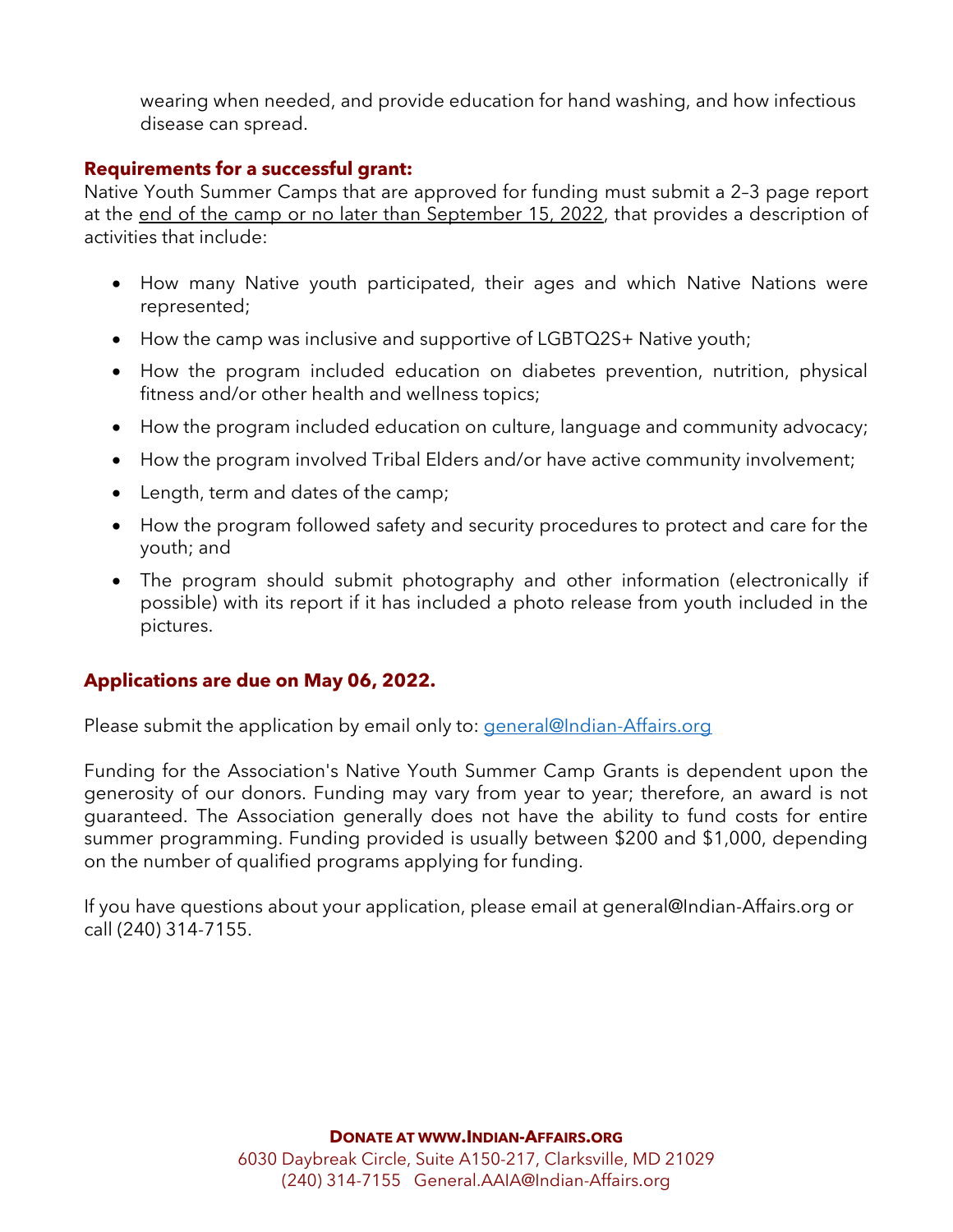wearing when needed, and provide education for hand washing, and how infectious disease can spread.

**Requirements for a successful grant:**

Native Youth Summer Camps that are approved for funding must submit a 2–3 page report at the end of the camp or no later than September 15, 2022, that provides a description of activities that include:

- How many Native youth participated, their ages and which Native Nations were represented;
- How the camp was inclusive and supportive of LGBTQ2S+ Native youth;
- How the program included education on diabetes prevention, nutrition, physical fitness and/or other health and wellness topics;
- How the program included education on culture, language and community advocacy;
- How the program involved Tribal Elders and/or have active community involvement;
- Length, term and dates of the camp;
- How the program followed safety and security procedures to protect and care for the youth; and
- The program should submit photography and other information (electronically if possible) with its report if it has included a photo release from youth included in the pictures.

**Applications are due on May 06, 2022.**

Please submit the application by email only to: general@Indian-Affairs.org

Funding for the Association's Native Youth Summer Camp Grants is dependent upon the generosity of our donors. Funding may vary from year to year; therefore, an award is not guaranteed. The Association generally does not have the ability to fund costs for entire summer programming. Funding provided is usually between $200 and $1,000, depending on the number of qualified programs applying for funding.

If you have questions about your application, please email at general@Indian-Affairs.org or call (240) 314-7155.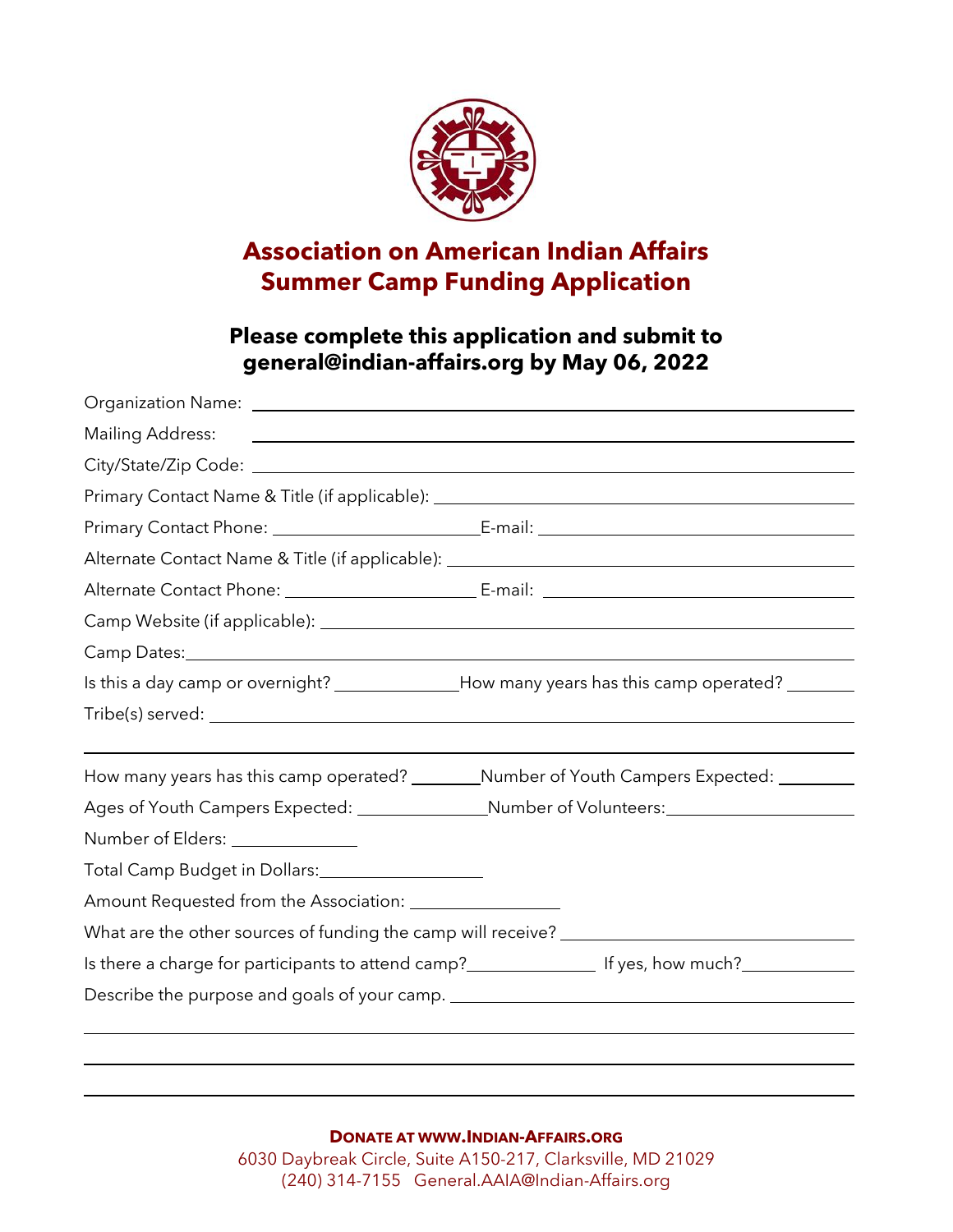## Association on American Indian Affairs
## Summer Camp Funding Application

### Please complete this application and submit to general@indian-affairs.org by May 06, 2022

Organization Name: ______________________________

Mailing Address: ______________________________

City/State/Zip Code: ______________________________

Primary Contact Name & Title (if applicable): ______________________________

Primary Contact Phone: ______________ E-mail: ______________

Alternate Contact Name & Title (if applicable): ______________________________

Alternate Contact Phone: ______________ E-mail: ______________

Camp Website (if applicable): ______________________________

Camp Dates: ______________________________

Is this a day camp or overnight? ______________ How many years has this camp operated? ________

Tribe(s) served: ______________________________

______________________________

How many years has this camp operated? ________ Number of Youth Campers Expected: ________

Ages of Youth Campers Expected: ______________ Number of Volunteers: ______________

Number of Elders: ______________

Total Camp Budget in Dollars: ______________

Amount Requested from the Association: ______________

What are the other sources of funding the camp will receive? ______________________________

Is there a charge for participants to attend camp? ______________ If yes, how much? ______________

Describe the purpose and goals of your camp. ______________________________

______________________________

______________________________

______________________________

**DONATE AT WWW.INDIAN-AFFAIRS.ORG**

6030 Daybreak Circle, Suite A150-217, Clarksville, MD 21029

(240) 314-7155 General.AAIA@Indian-Affairs.org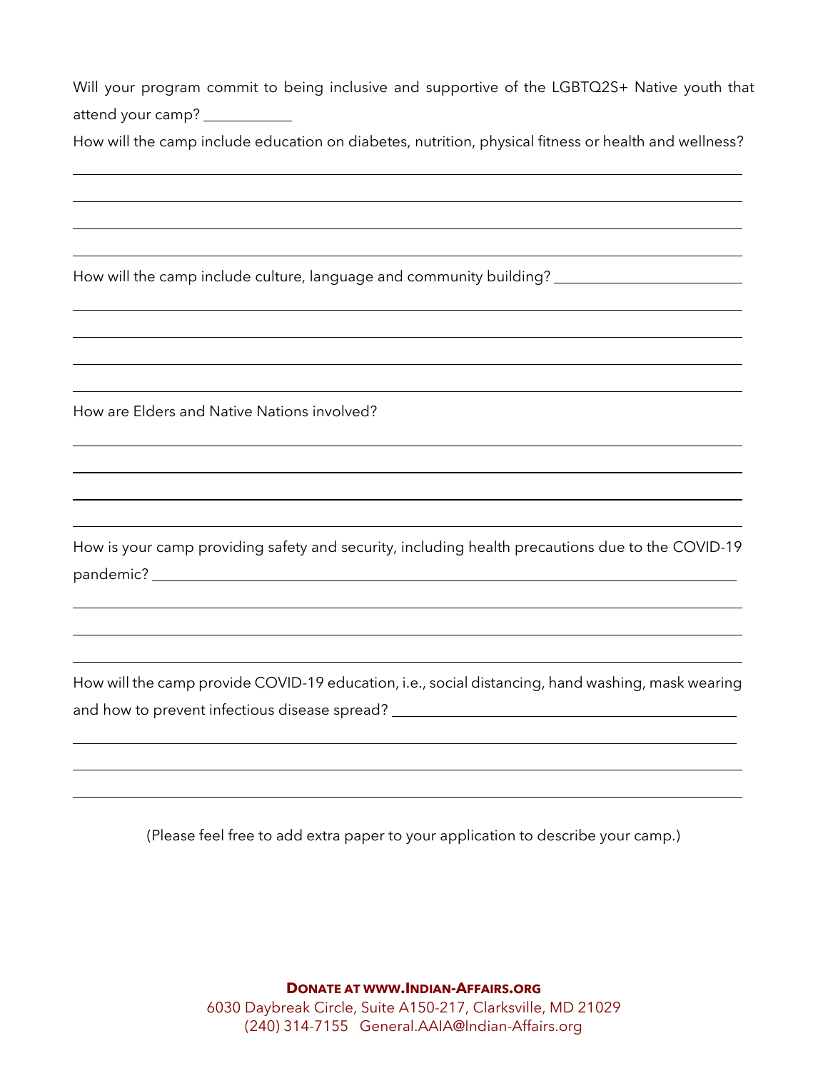Will your program commit to being inclusive and supportive of the LGBTQ2S+ Native youth that attend your camp? ___________

How will the camp include education on diabetes, nutrition, physical fitness or health and wellness?

______________________________________________________________________________

______________________________________________________________________________

______________________________________________________________________________

______________________________________________________________________________

How will the camp include culture, language and community building? ______________________

______________________________________________________________________________

______________________________________________________________________________

______________________________________________________________________________

______________________________________________________________________________

How are Elders and Native Nations involved?

______________________________________________________________________________

______________________________________________________________________________

______________________________________________________________________________

______________________________________________________________________________

How is your camp providing safety and security, including health precautions due to the COVID-19 pandemic? _______________________________________________________________________

______________________________________________________________________________

______________________________________________________________________________

______________________________________________________________________________

How will the camp provide COVID-19 education, i.e., social distancing, hand washing, mask wearing and how to prevent infectious disease spread? ________________________________________

______________________________________________________________________________

______________________________________________________________________________

______________________________________________________________________________

(Please feel free to add extra paper to your application to describe your camp.)

**DONATE AT WWW.INDIAN-AFFAIRS.ORG**

6030 Daybreak Circle, Suite A150-217, Clarksville, MD 21029

(240) 314-7155 General.AAIA@Indian-Affairs.org